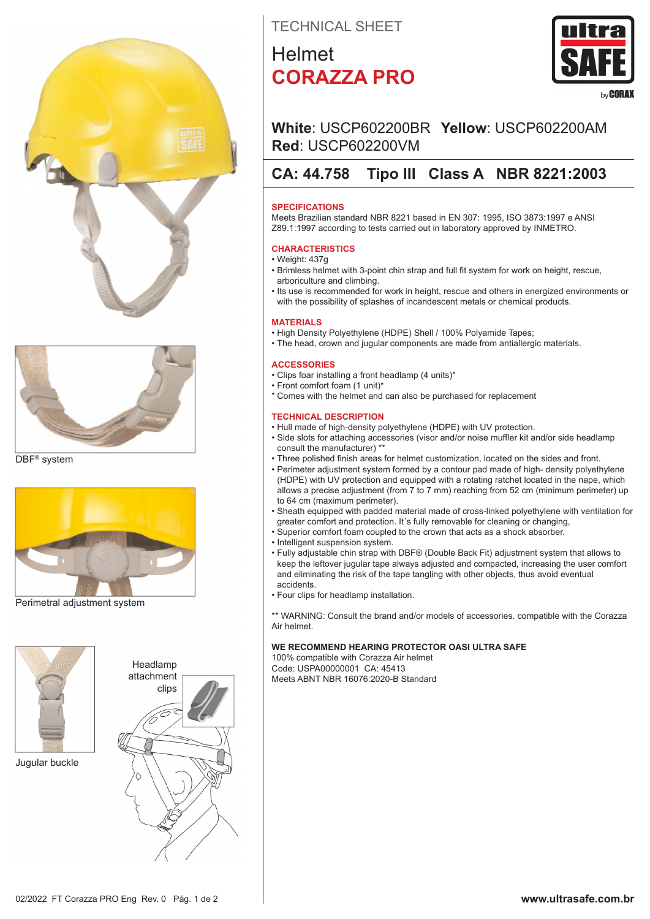TECHNICAL SHEET

# Helmet
# CORAZZA PRO

DBF® system

Perimetral adjustment system

Jugular buckle

Headlamp attachment clips

**White**: USCP602200BR **Yellow**: USCP602200AM
**Red**: USCP602200VM

## CA: 44.758 Tipo III Class A NBR 8221:2003

### SPECIFICATIONS

Meets Brazilian standard NBR 8221 based in EN 307: 1995, ISO 3873:1997 e ANSI Z89.1:1997 according to tests carried out in laboratory approved by INMETRO.

### CHARACTERISTICS

- Weight: 437g
- Brimless helmet with 3-point chin strap and full fit system for work on height, rescue, arboriculture and climbing.
- Its use is recommended for work in height, rescue and others in energized environments or with the possibility of splashes of incandescent metals or chemical products.

### MATERIALS

- High Density Polyethylene (HDPE) Shell / 100% Polyamide Tapes;
- The head, crown and jugular components are made from antiallergic materials.

### ACCESSORIES

- Clips foar installing a front headlamp (4 units)*
- Front comfort foam (1 unit)*

\* Comes with the helmet and can also be purchased for replacement

### TECHNICAL DESCRIPTION

- Hull made of high-density polyethylene (HDPE) with UV protection.
- Side slots for attaching accessories (visor and/or noise muffler kit and/or side headlamp consult the manufacturer) **
- Three polished finish areas for helmet customization, located on the sides and front.
- Perimeter adjustment system formed by a contour pad made of high- density polyethylene (HDPE) with UV protection and equipped with a rotating ratchet located in the nape, which allows a precise adjustment (from 7 to 7 mm) reaching from 52 cm (minimum perimeter) up to 64 cm (maximum perimeter).
- Sheath equipped with padded material made of cross-linked polyethylene with ventilation for greater comfort and protection. It´s fully removable for cleaning or changing,
- Superior comfort foam coupled to the crown that acts as a shock absorber.
- Intelligent suspension system.
- Fully adjustable chin strap with DBF® (Double Back Fit) adjustment system that allows to keep the leftover jugular tape always adjusted and compacted, increasing the user comfort and eliminating the risk of the tape tangling with other objects, thus avoid eventual accidents.
- Four clips for headlamp installation.

** WARNING: Consult the brand and/or models of accessories. compatible with the Corazza Air helmet.

**WE RECOMMEND HEARING PROTECTOR OASI ULTRA SAFE**
100% compatible with Corazza Air helmet
Code: USPA00000001 CA: 45413
Meets ABNT NBR 16076:2020-B Standard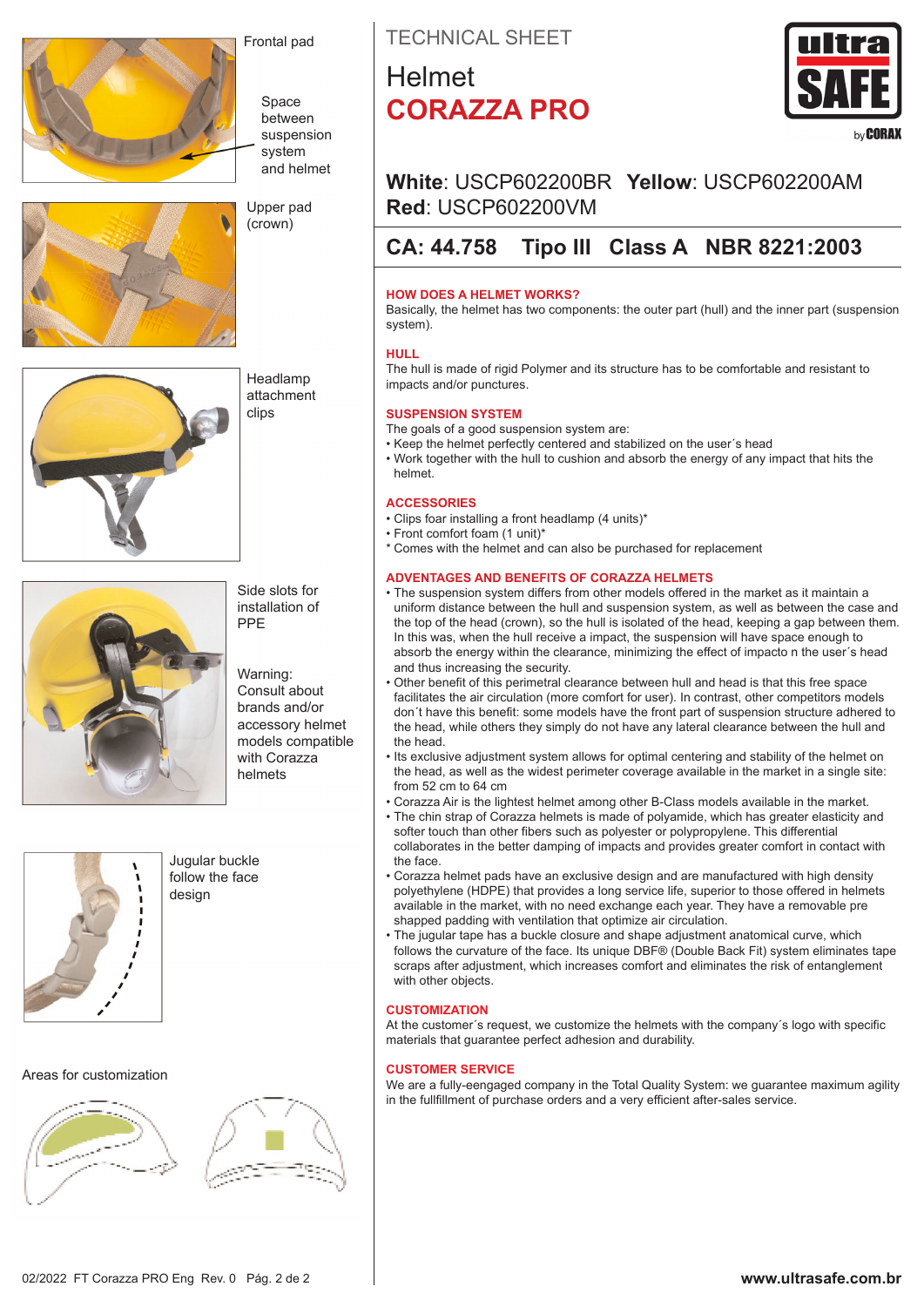Frontal pad

Space between suspension system and helmet

Upper pad (crown)

Headlamp attachment clips

Side slots for installation of PPE

Warning: Consult about brands and/or accessory helmet models compatible with Corazza helmets

Jugular buckle follow the face design

Areas for customization

TECHNICAL SHEET

# Helmet
# CORAZZA PRO

**White**: USCP602200BR **Yellow**: USCP602200AM
**Red**: USCP602200VM

## CA: 44.758 Tipo III Class A NBR 8221:2003

### HOW DOES A HELMET WORKS?

Basically, the helmet has two components: the outer part (hull) and the inner part (suspension system).

### HULL

The hull is made of rigid Polymer and its structure has to be comfortable and resistant to impacts and/or punctures.

### SUSPENSION SYSTEM

The goals of a good suspension system are:
- Keep the helmet perfectly centered and stabilized on the user´s head
- Work together with the hull to cushion and absorb the energy of any impact that hits the helmet.

### ACCESSORIES

- Clips foar installing a front headlamp (4 units)*
- Front comfort foam (1 unit)*

* Comes with the helmet and can also be purchased for replacement

### ADVENTAGES AND BENEFITS OF CORAZZA HELMETS

- The suspension system differs from other models offered in the market as it maintain a uniform distance between the hull and suspension system, as well as between the case and the top of the head (crown), so the hull is isolated of the head, keeping a gap between them. In this was, when the hull receive a impact, the suspension will have space enough to absorb the energy within the clearance, minimizing the effect of impacto n the user´s head and thus increasing the security.
- Other benefit of this perimetral clearance between hull and head is that this free space facilitates the air circulation (more comfort for user). In contrast, other competitors models don´t have this benefit: some models have the front part of suspension structure adhered to the head, while others they simply do not have any lateral clearance between the hull and the head.
- Its exclusive adjustment system allows for optimal centering and stability of the helmet on the head, as well as the widest perimeter coverage available in the market in a single site: from 52 cm to 64 cm
- Corazza Air is the lightest helmet among other B-Class models available in the market.
- The chin strap of Corazza helmets is made of polyamide, which has greater elasticity and softer touch than other fibers such as polyester or polypropylene. This differential collaborates in the better damping of impacts and provides greater comfort in contact with the face.
- Corazza helmet pads have an exclusive design and are manufactured with high density polyethylene (HDPE) that provides a long service life, superior to those offered in helmets available in the market, with no need exchange each year. They have a removable pre shapped padding with ventilation that optimize air circulation.
- The jugular tape has a buckle closure and shape adjustment anatomical curve, which follows the curvature of the face. Its unique DBF® (Double Back Fit) system eliminates tape scraps after adjustment, which increases comfort and eliminates the risk of entanglement with other objects.

### CUSTOMIZATION

At the customer´s request, we customize the helmets with the company´s logo with specific materials that guarantee perfect adhesion and durability.

### CUSTOMER SERVICE

We are a fully-eengaged company in the Total Quality System: we guarantee maximum agility in the fullfillment of purchase orders and a very efficient after-sales service.

02/2022 FT Corazza PRO Eng Rev. 0

www.ultrasafe.com.br